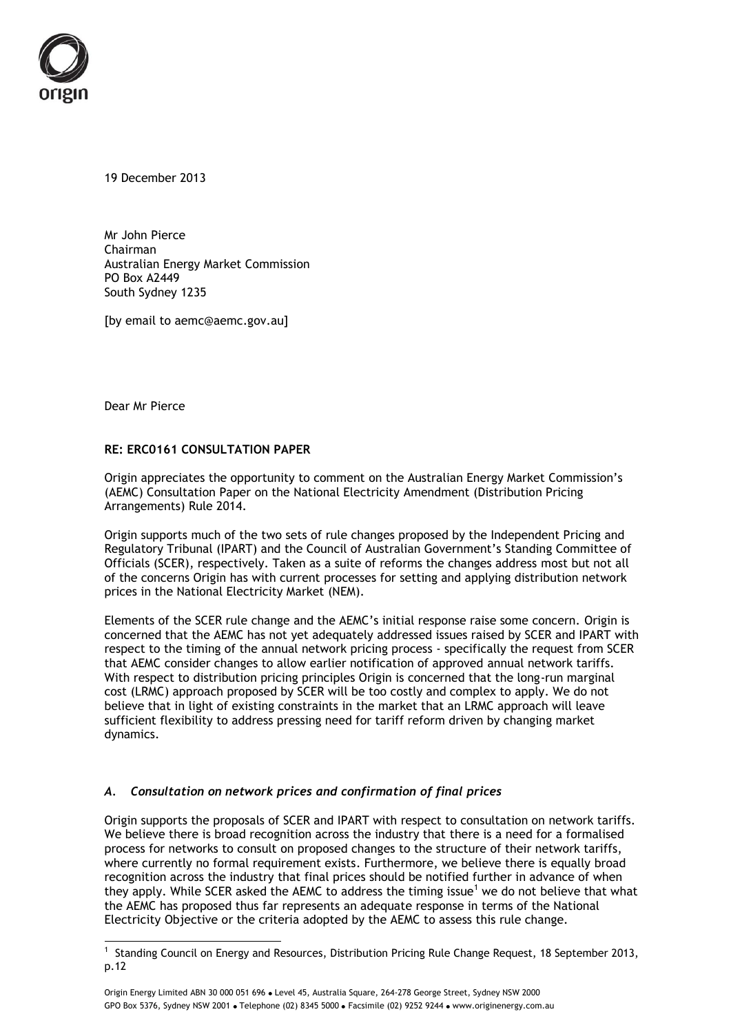19 December 2013

Mr John Pierce
Chairman
Australian Energy Market Commission
PO Box A2449
South Sydney 1235

[by email to aemc@aemc.gov.au]

Dear Mr Pierce

**RE: ERC0161 CONSULTATION PAPER**

Origin appreciates the opportunity to comment on the Australian Energy Market Commission's (AEMC) Consultation Paper on the National Electricity Amendment (Distribution Pricing Arrangements) Rule 2014.

Origin supports much of the two sets of rule changes proposed by the Independent Pricing and Regulatory Tribunal (IPART) and the Council of Australian Government's Standing Committee of Officials (SCER), respectively. Taken as a suite of reforms the changes address most but not all of the concerns Origin has with current processes for setting and applying distribution network prices in the National Electricity Market (NEM).

Elements of the SCER rule change and the AEMC's initial response raise some concern. Origin is concerned that the AEMC has not yet adequately addressed issues raised by SCER and IPART with respect to the timing of the annual network pricing process - specifically the request from SCER that AEMC consider changes to allow earlier notification of approved annual network tariffs. With respect to distribution pricing principles Origin is concerned that the long-run marginal cost (LRMC) approach proposed by SCER will be too costly and complex to apply. We do not believe that in light of existing constraints in the market that an LRMC approach will leave sufficient flexibility to address pressing need for tariff reform driven by changing market dynamics.

### *A. Consultation on network prices and confirmation of final prices*

Origin supports the proposals of SCER and IPART with respect to consultation on network tariffs. We believe there is broad recognition across the industry that there is a need for a formalised process for networks to consult on proposed changes to the structure of their network tariffs, where currently no formal requirement exists. Furthermore, we believe there is equally broad recognition across the industry that final prices should be notified further in advance of when they apply. While SCER asked the AEMC to address the timing issue[1] we do not believe that what the AEMC has proposed thus far represents an adequate response in terms of the National Electricity Objective or the criteria adopted by the AEMC to assess this rule change.

[1] Standing Council on Energy and Resources, Distribution Pricing Rule Change Request, 18 September 2013, p.12

Origin Energy Limited ABN 30 000 051 696 • Level 45, Australia Square, 264-278 George Street, Sydney NSW 2000
GPO Box 5376, Sydney NSW 2001 • Telephone (02) 8345 5000 • Facsimile (02) 9252 9244 • www.originenergy.com.au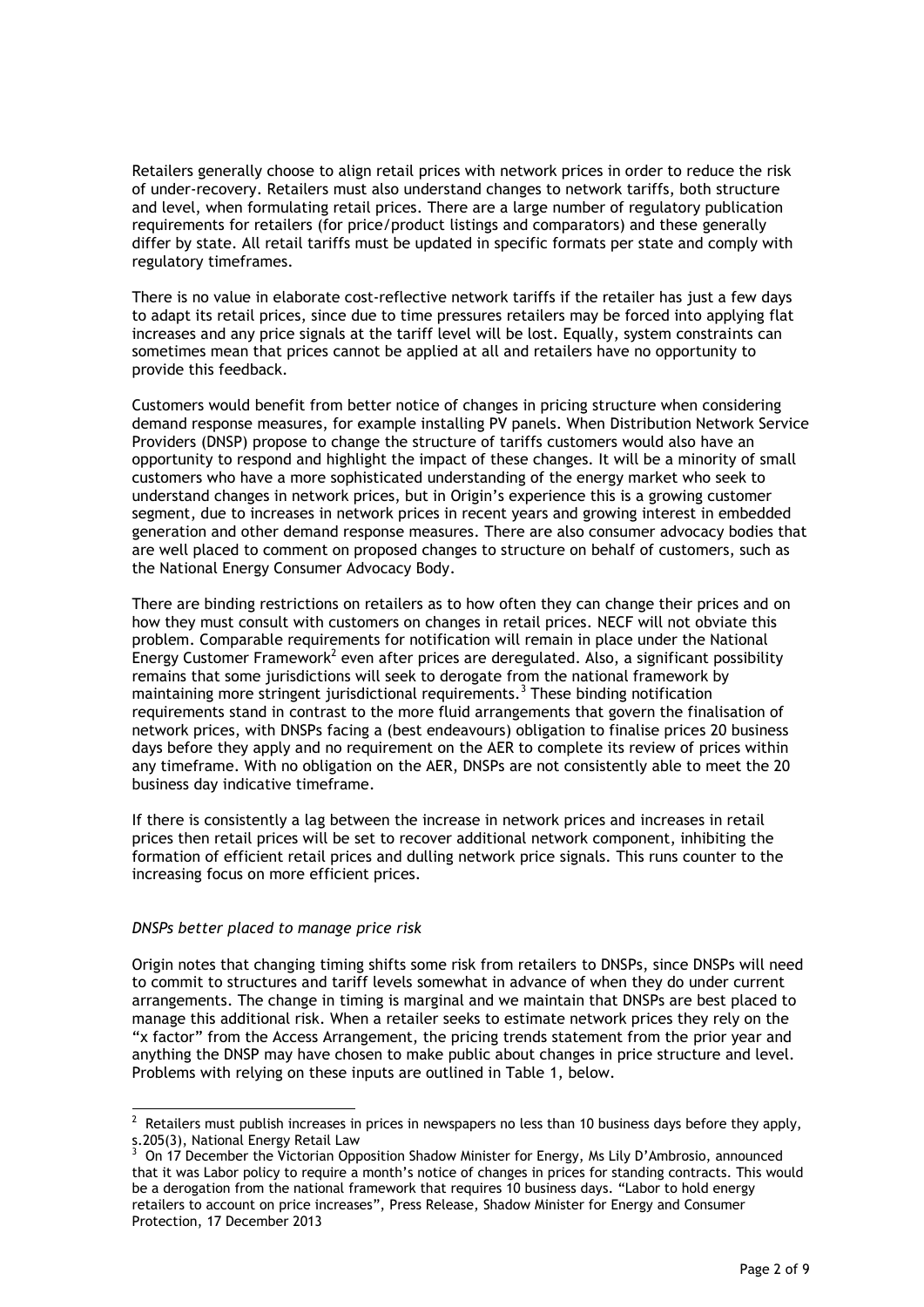Retailers generally choose to align retail prices with network prices in order to reduce the risk of under-recovery. Retailers must also understand changes to network tariffs, both structure and level, when formulating retail prices. There are a large number of regulatory publication requirements for retailers (for price/product listings and comparators) and these generally differ by state. All retail tariffs must be updated in specific formats per state and comply with regulatory timeframes.

There is no value in elaborate cost-reflective network tariffs if the retailer has just a few days to adapt its retail prices, since due to time pressures retailers may be forced into applying flat increases and any price signals at the tariff level will be lost. Equally, system constraints can sometimes mean that prices cannot be applied at all and retailers have no opportunity to provide this feedback.

Customers would benefit from better notice of changes in pricing structure when considering demand response measures, for example installing PV panels. When Distribution Network Service Providers (DNSP) propose to change the structure of tariffs customers would also have an opportunity to respond and highlight the impact of these changes. It will be a minority of small customers who have a more sophisticated understanding of the energy market who seek to understand changes in network prices, but in Origin's experience this is a growing customer segment, due to increases in network prices in recent years and growing interest in embedded generation and other demand response measures. There are also consumer advocacy bodies that are well placed to comment on proposed changes to structure on behalf of customers, such as the National Energy Consumer Advocacy Body.

There are binding restrictions on retailers as to how often they can change their prices and on how they must consult with customers on changes in retail prices. NECF will not obviate this problem. Comparable requirements for notification will remain in place under the National Energy Customer Framework[2] even after prices are deregulated. Also, a significant possibility remains that some jurisdictions will seek to derogate from the national framework by maintaining more stringent jurisdictional requirements.[3] These binding notification requirements stand in contrast to the more fluid arrangements that govern the finalisation of network prices, with DNSPs facing a (best endeavours) obligation to finalise prices 20 business days before they apply and no requirement on the AER to complete its review of prices within any timeframe. With no obligation on the AER, DNSPs are not consistently able to meet the 20 business day indicative timeframe.

If there is consistently a lag between the increase in network prices and increases in retail prices then retail prices will be set to recover additional network component, inhibiting the formation of efficient retail prices and dulling network price signals. This runs counter to the increasing focus on more efficient prices.

*DNSPs better placed to manage price risk*

Origin notes that changing timing shifts some risk from retailers to DNSPs, since DNSPs will need to commit to structures and tariff levels somewhat in advance of when they do under current arrangements. The change in timing is marginal and we maintain that DNSPs are best placed to manage this additional risk. When a retailer seeks to estimate network prices they rely on the "x factor" from the Access Arrangement, the pricing trends statement from the prior year and anything the DNSP may have chosen to make public about changes in price structure and level. Problems with relying on these inputs are outlined in Table 1, below.

---

[2] Retailers must publish increases in prices in newspapers no less than 10 business days before they apply, s.205(3), National Energy Retail Law

[3] On 17 December the Victorian Opposition Shadow Minister for Energy, Ms Lily D'Ambrosio, announced that it was Labor policy to require a month's notice of changes in prices for standing contracts. This would be a derogation from the national framework that requires 10 business days. "Labor to hold energy retailers to account on price increases", Press Release, Shadow Minister for Energy and Consumer Protection, 17 December 2013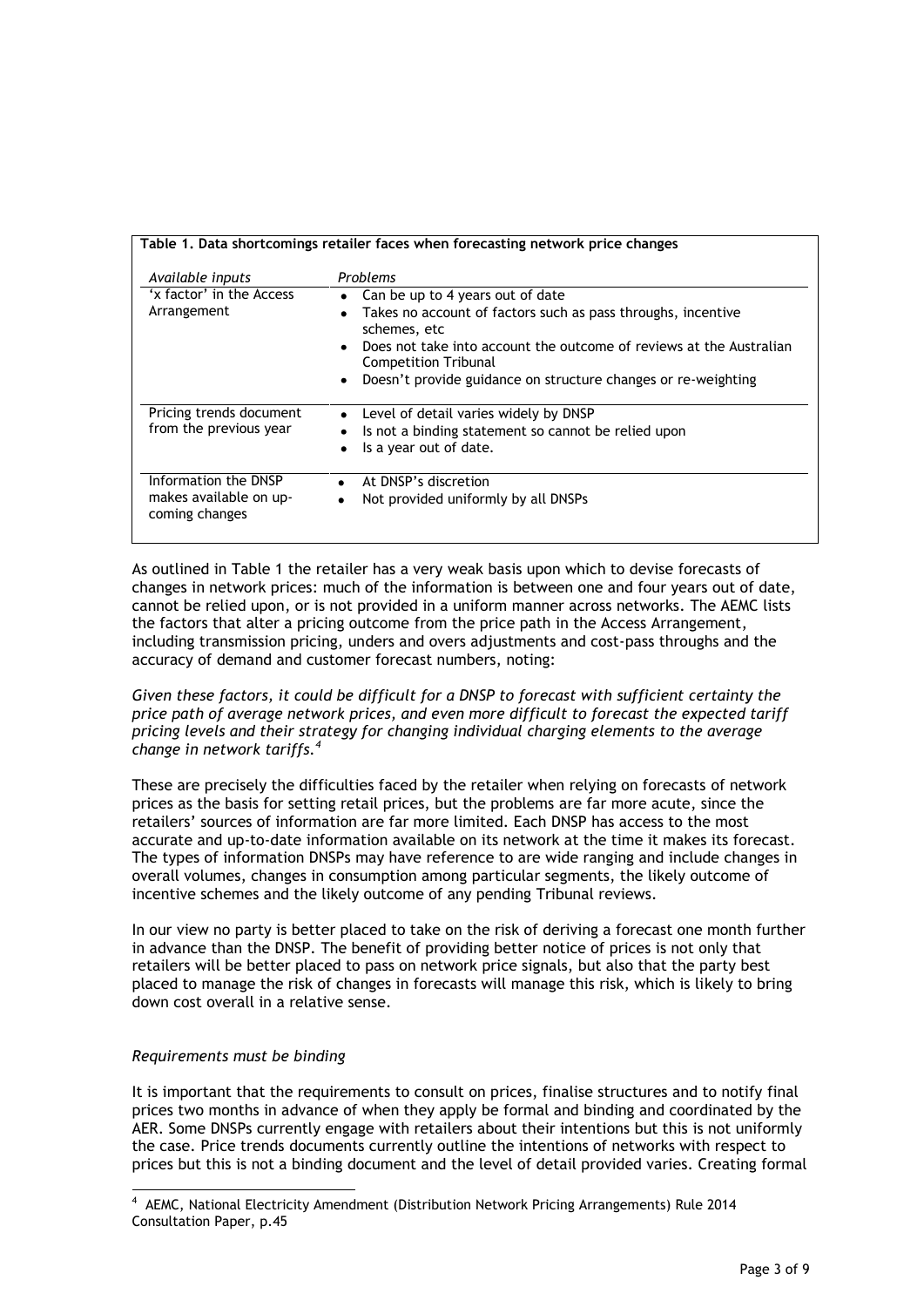**Table 1. Data shortcomings retailer faces when forecasting network price changes**

| *Available inputs* | *Problems* |
|---|---|
| 'x factor' in the Access Arrangement | • Can be up to 4 years out of date<br>• Takes no account of factors such as pass throughs, incentive schemes, etc<br>• Does not take into account the outcome of reviews at the Australian Competition Tribunal<br>• Doesn't provide guidance on structure changes or re-weighting |
| Pricing trends document from the previous year | • Level of detail varies widely by DNSP<br>• Is not a binding statement so cannot be relied upon<br>• Is a year out of date. |
| Information the DNSP makes available on up-coming changes | • At DNSP's discretion<br>• Not provided uniformly by all DNSPs |

As outlined in Table 1 the retailer has a very weak basis upon which to devise forecasts of changes in network prices: much of the information is between one and four years out of date, cannot be relied upon, or is not provided in a uniform manner across networks. The AEMC lists the factors that alter a pricing outcome from the price path in the Access Arrangement, including transmission pricing, unders and overs adjustments and cost-pass throughs and the accuracy of demand and customer forecast numbers, noting:

*Given these factors, it could be difficult for a DNSP to forecast with sufficient certainty the price path of average network prices, and even more difficult to forecast the expected tariff pricing levels and their strategy for changing individual charging elements to the average change in network tariffs.*[4]

These are precisely the difficulties faced by the retailer when relying on forecasts of network prices as the basis for setting retail prices, but the problems are far more acute, since the retailers' sources of information are far more limited. Each DNSP has access to the most accurate and up-to-date information available on its network at the time it makes its forecast. The types of information DNSPs may have reference to are wide ranging and include changes in overall volumes, changes in consumption among particular segments, the likely outcome of incentive schemes and the likely outcome of any pending Tribunal reviews.

In our view no party is better placed to take on the risk of deriving a forecast one month further in advance than the DNSP. The benefit of providing better notice of prices is not only that retailers will be better placed to pass on network price signals, but also that the party best placed to manage the risk of changes in forecasts will manage this risk, which is likely to bring down cost overall in a relative sense.

*Requirements must be binding*

It is important that the requirements to consult on prices, finalise structures and to notify final prices two months in advance of when they apply be formal and binding and coordinated by the AER. Some DNSPs currently engage with retailers about their intentions but this is not uniformly the case. Price trends documents currently outline the intentions of networks with respect to prices but this is not a binding document and the level of detail provided varies. Creating formal

---

[4] AEMC, National Electricity Amendment (Distribution Network Pricing Arrangements) Rule 2014 Consultation Paper, p.45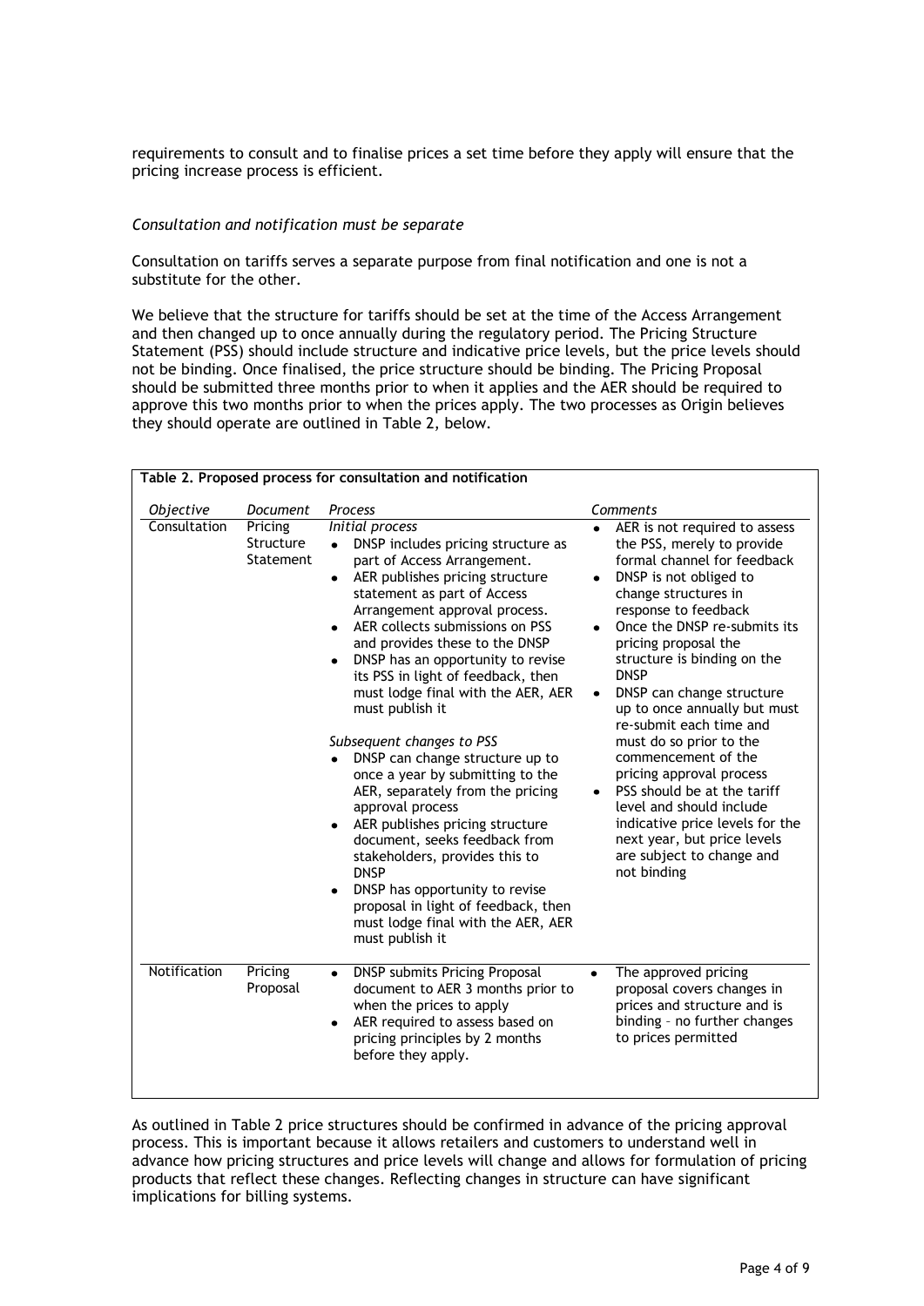requirements to consult and to finalise prices a set time before they apply will ensure that the pricing increase process is efficient.

*Consultation and notification must be separate*

Consultation on tariffs serves a separate purpose from final notification and one is not a substitute for the other.

We believe that the structure for tariffs should be set at the time of the Access Arrangement and then changed up to once annually during the regulatory period. The Pricing Structure Statement (PSS) should include structure and indicative price levels, but the price levels should not be binding. Once finalised, the price structure should be binding. The Pricing Proposal should be submitted three months prior to when it applies and the AER should be required to approve this two months prior to when the prices apply. The two processes as Origin believes they should operate are outlined in Table 2, below.

**Table 2. Proposed process for consultation and notification**

| *Objective* | *Document* | *Process* | *Comments* |
|---|---|---|---|
| Consultation | Pricing Structure Statement | *Initial process*<br>• DNSP includes pricing structure as part of Access Arrangement.<br>• AER publishes pricing structure statement as part of Access Arrangement approval process.<br>• AER collects submissions on PSS and provides these to the DNSP<br>• DNSP has an opportunity to revise its PSS in light of feedback, then must lodge final with the AER, AER must publish it<br><br>*Subsequent changes to PSS*<br>• DNSP can change structure up to once a year by submitting to the AER, separately from the pricing approval process<br>• AER publishes pricing structure document, seeks feedback from stakeholders, provides this to DNSP<br>• DNSP has opportunity to revise proposal in light of feedback, then must lodge final with the AER, AER must publish it | • AER is not required to assess the PSS, merely to provide formal channel for feedback<br>• DNSP is not obliged to change structures in response to feedback<br>• Once the DNSP re-submits its pricing proposal the structure is binding on the DNSP<br>• DNSP can change structure up to once annually but must re-submit each time and must do so prior to the commencement of the pricing approval process<br>• PSS should be at the tariff level and should include indicative price levels for the next year, but price levels are subject to change and not binding |
| Notification | Pricing Proposal | • DNSP submits Pricing Proposal document to AER 3 months prior to when the prices to apply<br>• AER required to assess based on pricing principles by 2 months before they apply. | • The approved pricing proposal covers changes in prices and structure and is binding – no further changes to prices permitted |

As outlined in Table 2 price structures should be confirmed in advance of the pricing approval process. This is important because it allows retailers and customers to understand well in advance how pricing structures and price levels will change and allows for formulation of pricing products that reflect these changes. Reflecting changes in structure can have significant implications for billing systems.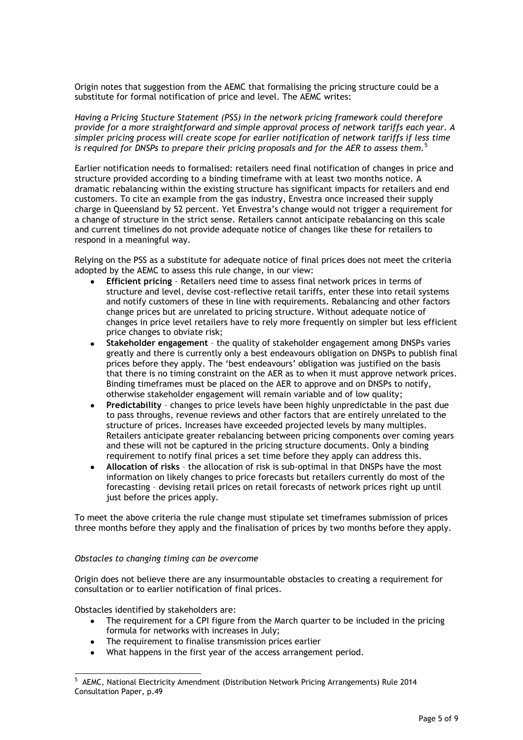Origin notes that suggestion from the AEMC that formalising the pricing structure could be a substitute for formal notification of price and level. The AEMC writes:

*Having a Pricing Stucture Statement (PSS) in the network pricing framework could therefore provide for a more straightforward and simple approval process of network tariffs each year. A simpler pricing process will create scope for earlier notification of network tariffs if less time is required for DNSPs to prepare their pricing proposals and for the AER to assess them.*[5]

Earlier notification needs to formalised: retailers need final notification of changes in price and structure provided according to a binding timeframe with at least two months notice. A dramatic rebalancing within the existing structure has significant impacts for retailers and end customers. To cite an example from the gas industry, Envestra once increased their supply charge in Queensland by 52 percent. Yet Envestra's change would not trigger a requirement for a change of structure in the strict sense. Retailers cannot anticipate rebalancing on this scale and current timelines do not provide adequate notice of changes like these for retailers to respond in a meaningful way.

Relying on the PSS as a substitute for adequate notice of final prices does not meet the criteria adopted by the AEMC to assess this rule change, in our view:

- **Efficient pricing** – Retailers need time to assess final network prices in terms of structure and level, devise cost-reflective retail tariffs, enter these into retail systems and notify customers of these in line with requirements. Rebalancing and other factors change prices but are unrelated to pricing structure. Without adequate notice of changes in price level retailers have to rely more frequently on simpler but less efficient price changes to obviate risk;
- **Stakeholder engagement** – the quality of stakeholder engagement among DNSPs varies greatly and there is currently only a best endeavours obligation on DNSPs to publish final prices before they apply. The 'best endeavours' obligation was justified on the basis that there is no timing constraint on the AER as to when it must approve network prices. Binding timeframes must be placed on the AER to approve and on DNSPs to notify, otherwise stakeholder engagement will remain variable and of low quality;
- **Predictability** – changes to price levels have been highly unpredictable in the past due to pass throughs, revenue reviews and other factors that are entirely unrelated to the structure of prices. Increases have exceeded projected levels by many multiples. Retailers anticipate greater rebalancing between pricing components over coming years and these will not be captured in the pricing structure documents. Only a binding requirement to notify final prices a set time before they apply can address this.
- **Allocation of risks** – the allocation of risk is sub-optimal in that DNSPs have the most information on likely changes to price forecasts but retailers currently do most of the forecasting – devising retail prices on retail forecasts of network prices right up until just before the prices apply.

To meet the above criteria the rule change must stipulate set timeframes submission of prices three months before they apply and the finalisation of prices by two months before they apply.

*Obstacles to changing timing can be overcome*

Origin does not believe there are any insurmountable obstacles to creating a requirement for consultation or to earlier notification of final prices.

Obstacles identified by stakeholders are:

- The requirement for a CPI figure from the March quarter to be included in the pricing formula for networks with increases in July;
- The requirement to finalise transmission prices earlier
- What happens in the first year of the access arrangement period.

[5] AEMC, National Electricity Amendment (Distribution Network Pricing Arrangements) Rule 2014 Consultation Paper, p.49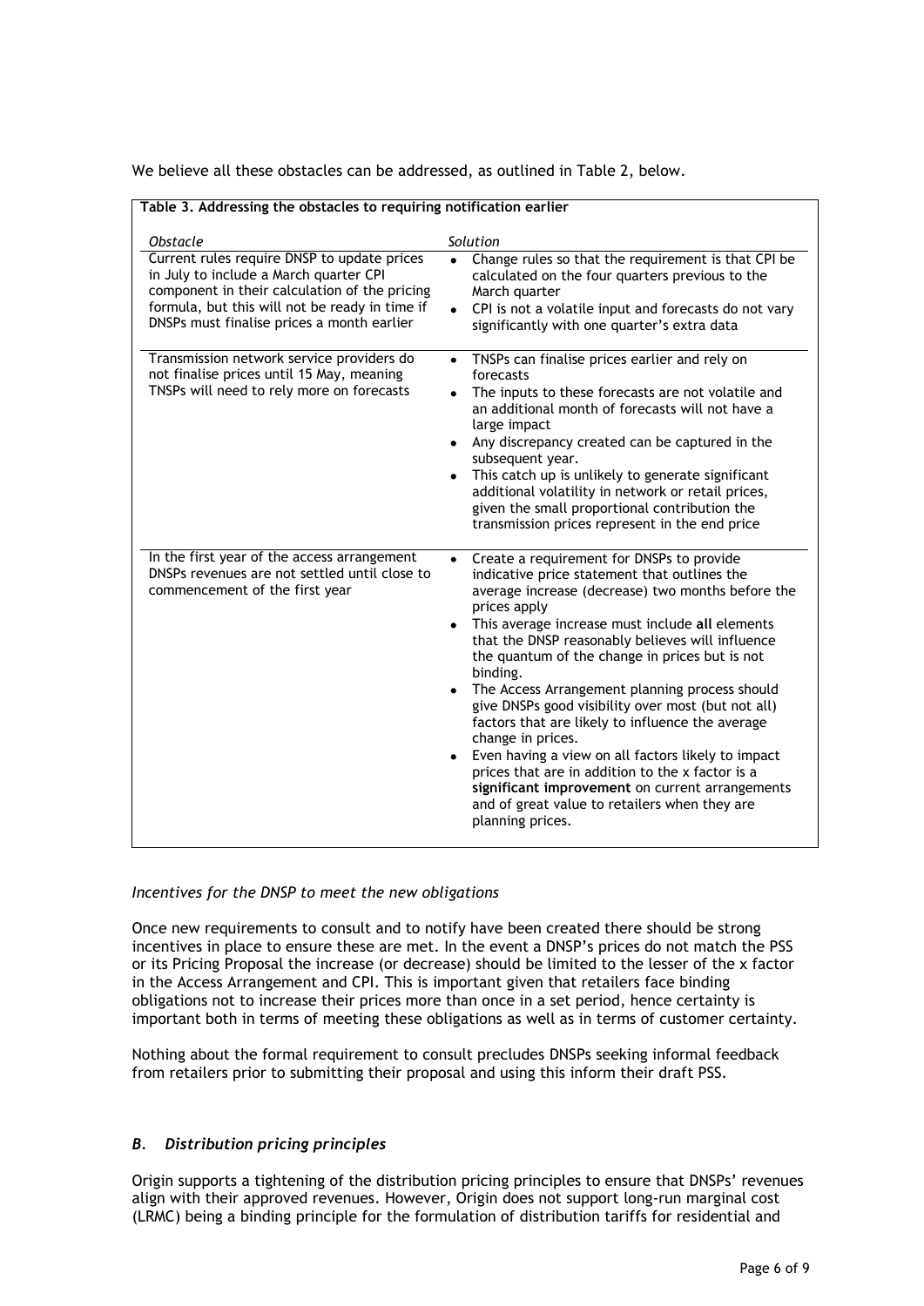We believe all these obstacles can be addressed, as outlined in Table 2, below.

**Table 3. Addressing the obstacles to requiring notification earlier**

| *Obstacle* | *Solution* |
|---|---|
| Current rules require DNSP to update prices in July to include a March quarter CPI component in their calculation of the pricing formula, but this will not be ready in time if DNSPs must finalise prices a month earlier | • Change rules so that the requirement is that CPI be calculated on the four quarters previous to the March quarter<br>• CPI is not a volatile input and forecasts do not vary significantly with one quarter's extra data |
| Transmission network service providers do not finalise prices until 15 May, meaning TNSPs will need to rely more on forecasts | • TNSPs can finalise prices earlier and rely on forecasts<br>• The inputs to these forecasts are not volatile and an additional month of forecasts will not have a large impact<br>• Any discrepancy created can be captured in the subsequent year.<br>• This catch up is unlikely to generate significant additional volatility in network or retail prices, given the small proportional contribution the transmission prices represent in the end price |
| In the first year of the access arrangement DNSPs revenues are not settled until close to commencement of the first year | • Create a requirement for DNSPs to provide indicative price statement that outlines the average increase (decrease) two months before the prices apply<br>• This average increase must include **all** elements that the DNSP reasonably believes will influence the quantum of the change in prices but is not binding.<br>• The Access Arrangement planning process should give DNSPs good visibility over most (but not all) factors that are likely to influence the average change in prices.<br>• Even having a view on all factors likely to impact prices that are in addition to the x factor is a **significant improvement** on current arrangements and of great value to retailers when they are planning prices. |

*Incentives for the DNSP to meet the new obligations*

Once new requirements to consult and to notify have been created there should be strong incentives in place to ensure these are met. In the event a DNSP's prices do not match the PSS or its Pricing Proposal the increase (or decrease) should be limited to the lesser of the x factor in the Access Arrangement and CPI. This is important given that retailers face binding obligations not to increase their prices more than once in a set period, hence certainty is important both in terms of meeting these obligations as well as in terms of customer certainty.

Nothing about the formal requirement to consult precludes DNSPs seeking informal feedback from retailers prior to submitting their proposal and using this inform their draft PSS.

### *B. Distribution pricing principles*

Origin supports a tightening of the distribution pricing principles to ensure that DNSPs' revenues align with their approved revenues. However, Origin does not support long-run marginal cost (LRMC) being a binding principle for the formulation of distribution tariffs for residential and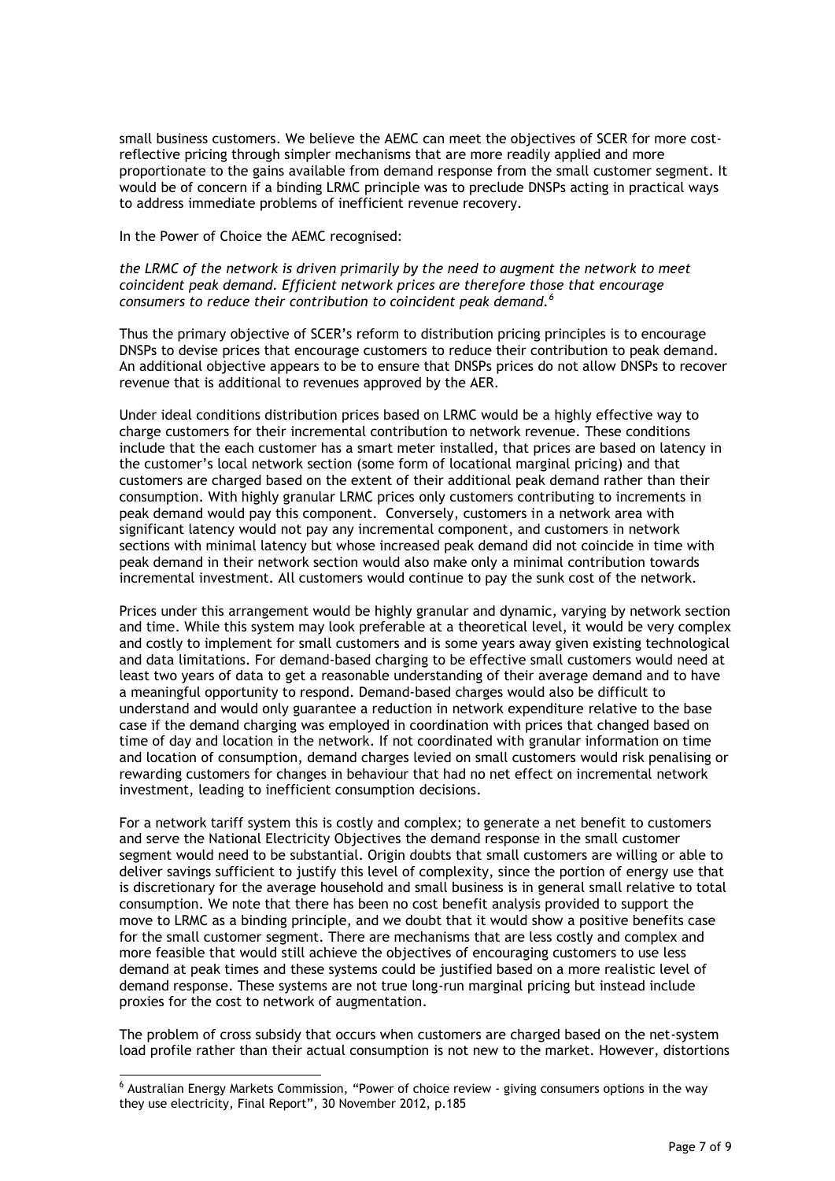small business customers. We believe the AEMC can meet the objectives of SCER for more cost-reflective pricing through simpler mechanisms that are more readily applied and more proportionate to the gains available from demand response from the small customer segment. It would be of concern if a binding LRMC principle was to preclude DNSPs acting in practical ways to address immediate problems of inefficient revenue recovery.

In the Power of Choice the AEMC recognised:

*the LRMC of the network is driven primarily by the need to augment the network to meet coincident peak demand. Efficient network prices are therefore those that encourage consumers to reduce their contribution to coincident peak demand.*[6]

Thus the primary objective of SCER's reform to distribution pricing principles is to encourage DNSPs to devise prices that encourage customers to reduce their contribution to peak demand. An additional objective appears to be to ensure that DNSPs prices do not allow DNSPs to recover revenue that is additional to revenues approved by the AER.

Under ideal conditions distribution prices based on LRMC would be a highly effective way to charge customers for their incremental contribution to network revenue. These conditions include that the each customer has a smart meter installed, that prices are based on latency in the customer's local network section (some form of locational marginal pricing) and that customers are charged based on the extent of their additional peak demand rather than their consumption. With highly granular LRMC prices only customers contributing to increments in peak demand would pay this component. Conversely, customers in a network area with significant latency would not pay any incremental component, and customers in network sections with minimal latency but whose increased peak demand did not coincide in time with peak demand in their network section would also make only a minimal contribution towards incremental investment. All customers would continue to pay the sunk cost of the network.

Prices under this arrangement would be highly granular and dynamic, varying by network section and time. While this system may look preferable at a theoretical level, it would be very complex and costly to implement for small customers and is some years away given existing technological and data limitations. For demand-based charging to be effective small customers would need at least two years of data to get a reasonable understanding of their average demand and to have a meaningful opportunity to respond. Demand-based charges would also be difficult to understand and would only guarantee a reduction in network expenditure relative to the base case if the demand charging was employed in coordination with prices that changed based on time of day and location in the network. If not coordinated with granular information on time and location of consumption, demand charges levied on small customers would risk penalising or rewarding customers for changes in behaviour that had no net effect on incremental network investment, leading to inefficient consumption decisions.

For a network tariff system this is costly and complex; to generate a net benefit to customers and serve the National Electricity Objectives the demand response in the small customer segment would need to be substantial. Origin doubts that small customers are willing or able to deliver savings sufficient to justify this level of complexity, since the portion of energy use that is discretionary for the average household and small business is in general small relative to total consumption. We note that there has been no cost benefit analysis provided to support the move to LRMC as a binding principle, and we doubt that it would show a positive benefits case for the small customer segment. There are mechanisms that are less costly and complex and more feasible that would still achieve the objectives of encouraging customers to use less demand at peak times and these systems could be justified based on a more realistic level of demand response. These systems are not true long-run marginal pricing but instead include proxies for the cost to network of augmentation.

The problem of cross subsidy that occurs when customers are charged based on the net-system load profile rather than their actual consumption is not new to the market. However, distortions

---

[6] Australian Energy Markets Commission, "Power of choice review - giving consumers options in the way they use electricity, Final Report", 30 November 2012, p.185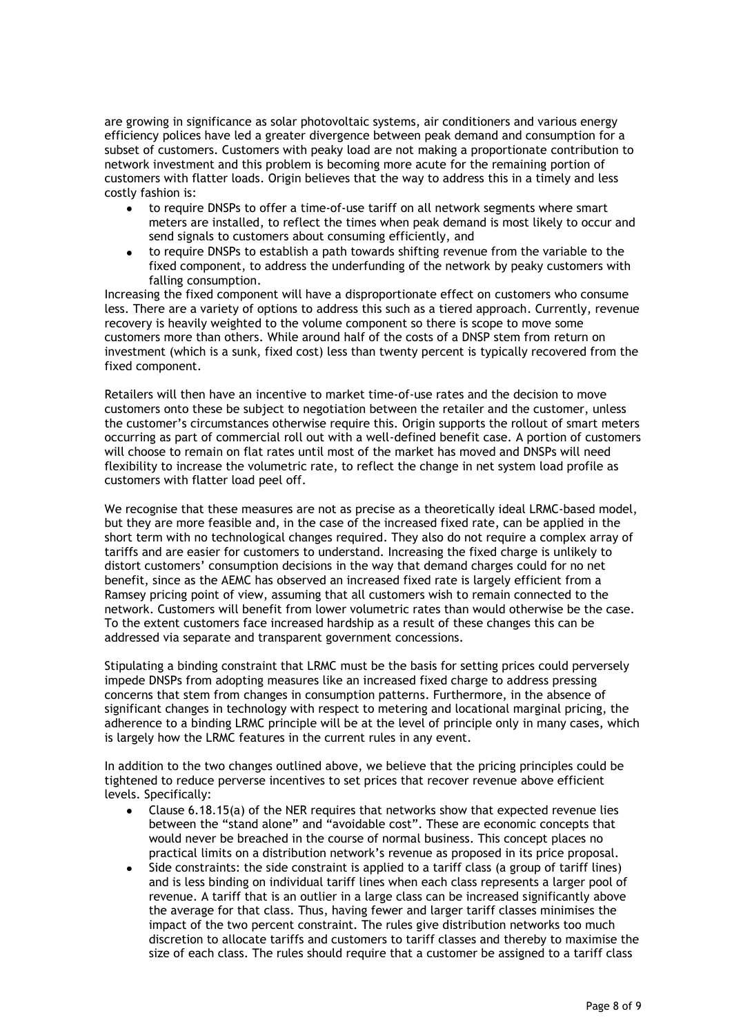are growing in significance as solar photovoltaic systems, air conditioners and various energy efficiency polices have led a greater divergence between peak demand and consumption for a subset of customers. Customers with peaky load are not making a proportionate contribution to network investment and this problem is becoming more acute for the remaining portion of customers with flatter loads. Origin believes that the way to address this in a timely and less costly fashion is:

- to require DNSPs to offer a time-of-use tariff on all network segments where smart meters are installed, to reflect the times when peak demand is most likely to occur and send signals to customers about consuming efficiently, and
- to require DNSPs to establish a path towards shifting revenue from the variable to the fixed component, to address the underfunding of the network by peaky customers with falling consumption.

Increasing the fixed component will have a disproportionate effect on customers who consume less. There are a variety of options to address this such as a tiered approach. Currently, revenue recovery is heavily weighted to the volume component so there is scope to move some customers more than others. While around half of the costs of a DNSP stem from return on investment (which is a sunk, fixed cost) less than twenty percent is typically recovered from the fixed component.

Retailers will then have an incentive to market time-of-use rates and the decision to move customers onto these be subject to negotiation between the retailer and the customer, unless the customer's circumstances otherwise require this. Origin supports the rollout of smart meters occurring as part of commercial roll out with a well-defined benefit case. A portion of customers will choose to remain on flat rates until most of the market has moved and DNSPs will need flexibility to increase the volumetric rate, to reflect the change in net system load profile as customers with flatter load peel off.

We recognise that these measures are not as precise as a theoretically ideal LRMC-based model, but they are more feasible and, in the case of the increased fixed rate, can be applied in the short term with no technological changes required. They also do not require a complex array of tariffs and are easier for customers to understand. Increasing the fixed charge is unlikely to distort customers' consumption decisions in the way that demand charges could for no net benefit, since as the AEMC has observed an increased fixed rate is largely efficient from a Ramsey pricing point of view, assuming that all customers wish to remain connected to the network. Customers will benefit from lower volumetric rates than would otherwise be the case. To the extent customers face increased hardship as a result of these changes this can be addressed via separate and transparent government concessions.

Stipulating a binding constraint that LRMC must be the basis for setting prices could perversely impede DNSPs from adopting measures like an increased fixed charge to address pressing concerns that stem from changes in consumption patterns. Furthermore, in the absence of significant changes in technology with respect to metering and locational marginal pricing, the adherence to a binding LRMC principle will be at the level of principle only in many cases, which is largely how the LRMC features in the current rules in any event.

In addition to the two changes outlined above, we believe that the pricing principles could be tightened to reduce perverse incentives to set prices that recover revenue above efficient levels. Specifically:

- Clause 6.18.15(a) of the NER requires that networks show that expected revenue lies between the "stand alone" and "avoidable cost". These are economic concepts that would never be breached in the course of normal business. This concept places no practical limits on a distribution network's revenue as proposed in its price proposal.
- Side constraints: the side constraint is applied to a tariff class (a group of tariff lines) and is less binding on individual tariff lines when each class represents a larger pool of revenue. A tariff that is an outlier in a large class can be increased significantly above the average for that class. Thus, having fewer and larger tariff classes minimises the impact of the two percent constraint. The rules give distribution networks too much discretion to allocate tariffs and customers to tariff classes and thereby to maximise the size of each class. The rules should require that a customer be assigned to a tariff class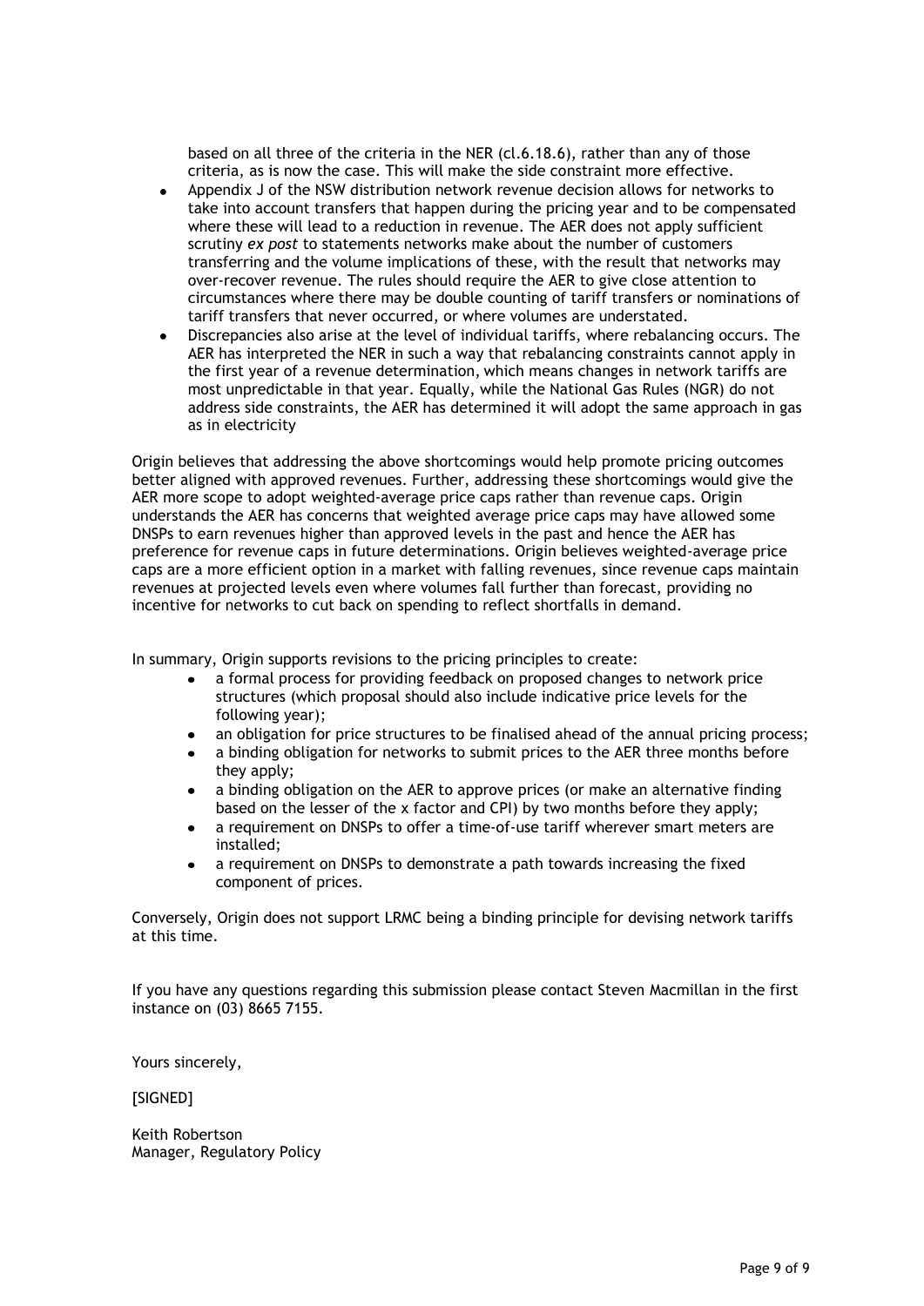based on all three of the criteria in the NER (cl.6.18.6), rather than any of those criteria, as is now the case. This will make the side constraint more effective.

- Appendix J of the NSW distribution network revenue decision allows for networks to take into account transfers that happen during the pricing year and to be compensated where these will lead to a reduction in revenue. The AER does not apply sufficient scrutiny *ex post* to statements networks make about the number of customers transferring and the volume implications of these, with the result that networks may over-recover revenue. The rules should require the AER to give close attention to circumstances where there may be double counting of tariff transfers or nominations of tariff transfers that never occurred, or where volumes are understated.
- Discrepancies also arise at the level of individual tariffs, where rebalancing occurs. The AER has interpreted the NER in such a way that rebalancing constraints cannot apply in the first year of a revenue determination, which means changes in network tariffs are most unpredictable in that year. Equally, while the National Gas Rules (NGR) do not address side constraints, the AER has determined it will adopt the same approach in gas as in electricity

Origin believes that addressing the above shortcomings would help promote pricing outcomes better aligned with approved revenues. Further, addressing these shortcomings would give the AER more scope to adopt weighted-average price caps rather than revenue caps. Origin understands the AER has concerns that weighted average price caps may have allowed some DNSPs to earn revenues higher than approved levels in the past and hence the AER has preference for revenue caps in future determinations. Origin believes weighted-average price caps are a more efficient option in a market with falling revenues, since revenue caps maintain revenues at projected levels even where volumes fall further than forecast, providing no incentive for networks to cut back on spending to reflect shortfalls in demand.

In summary, Origin supports revisions to the pricing principles to create:

- a formal process for providing feedback on proposed changes to network price structures (which proposal should also include indicative price levels for the following year);
- an obligation for price structures to be finalised ahead of the annual pricing process;
- a binding obligation for networks to submit prices to the AER three months before they apply;
- a binding obligation on the AER to approve prices (or make an alternative finding based on the lesser of the x factor and CPI) by two months before they apply;
- a requirement on DNSPs to offer a time-of-use tariff wherever smart meters are installed;
- a requirement on DNSPs to demonstrate a path towards increasing the fixed component of prices.

Conversely, Origin does not support LRMC being a binding principle for devising network tariffs at this time.

If you have any questions regarding this submission please contact Steven Macmillan in the first instance on (03) 8665 7155.

Yours sincerely,

[SIGNED]

Keith Robertson
Manager, Regulatory Policy